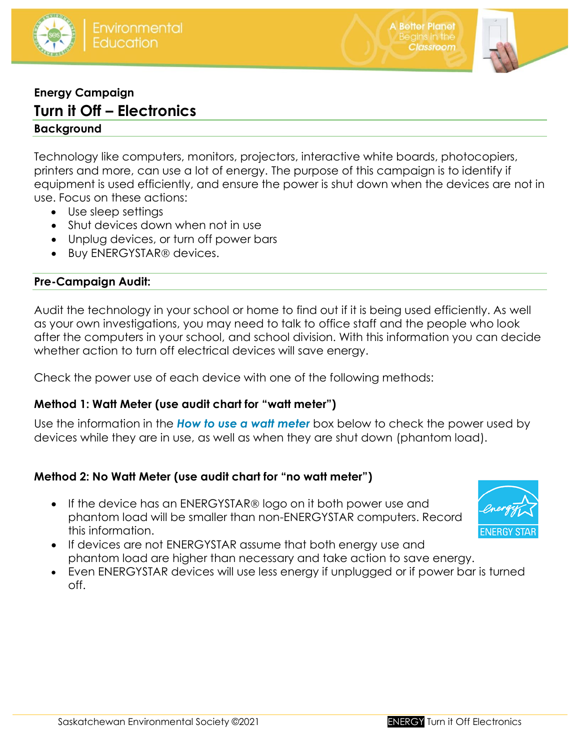**Energy Campaign**

# Turn it Off – Electronics

## Background

Technology like computers, monitors, projectors, interactive white boards, photocopiers, printers and more, can use a lot of energy. The purpose of this campaign is to identify if equipment is used efficiently, and ensure the power is shut down when the devices are not in use. Focus on these actions:

- Use sleep settings
- Shut devices down when not in use
- Unplug devices, or turn off power bars
- Buy ENERGYSTAR® devices.

## Pre-Campaign Audit:

Audit the technology in your school or home to find out if it is being used efficiently. As well as your own investigations, you may need to talk to office staff and the people who look after the computers in your school, and school division. With this information you can decide whether action to turn off electrical devices will save energy.

Check the power use of each device with one of the following methods:

### Method 1: Watt Meter (use audit chart for "watt meter")

Use the information in the ***How to use a watt meter*** box below to check the power used by devices while they are in use, as well as when they are shut down (phantom load).

### Method 2: No Watt Meter (use audit chart for "no watt meter")

- If the device has an ENERGYSTAR® logo on it both power use and phantom load will be smaller than non-ENERGYSTAR computers. Record this information.
- If devices are not ENERGYSTAR assume that both energy use and phantom load are higher than necessary and take action to save energy.
- Even ENERGYSTAR devices will use less energy if unplugged or if power bar is turned off.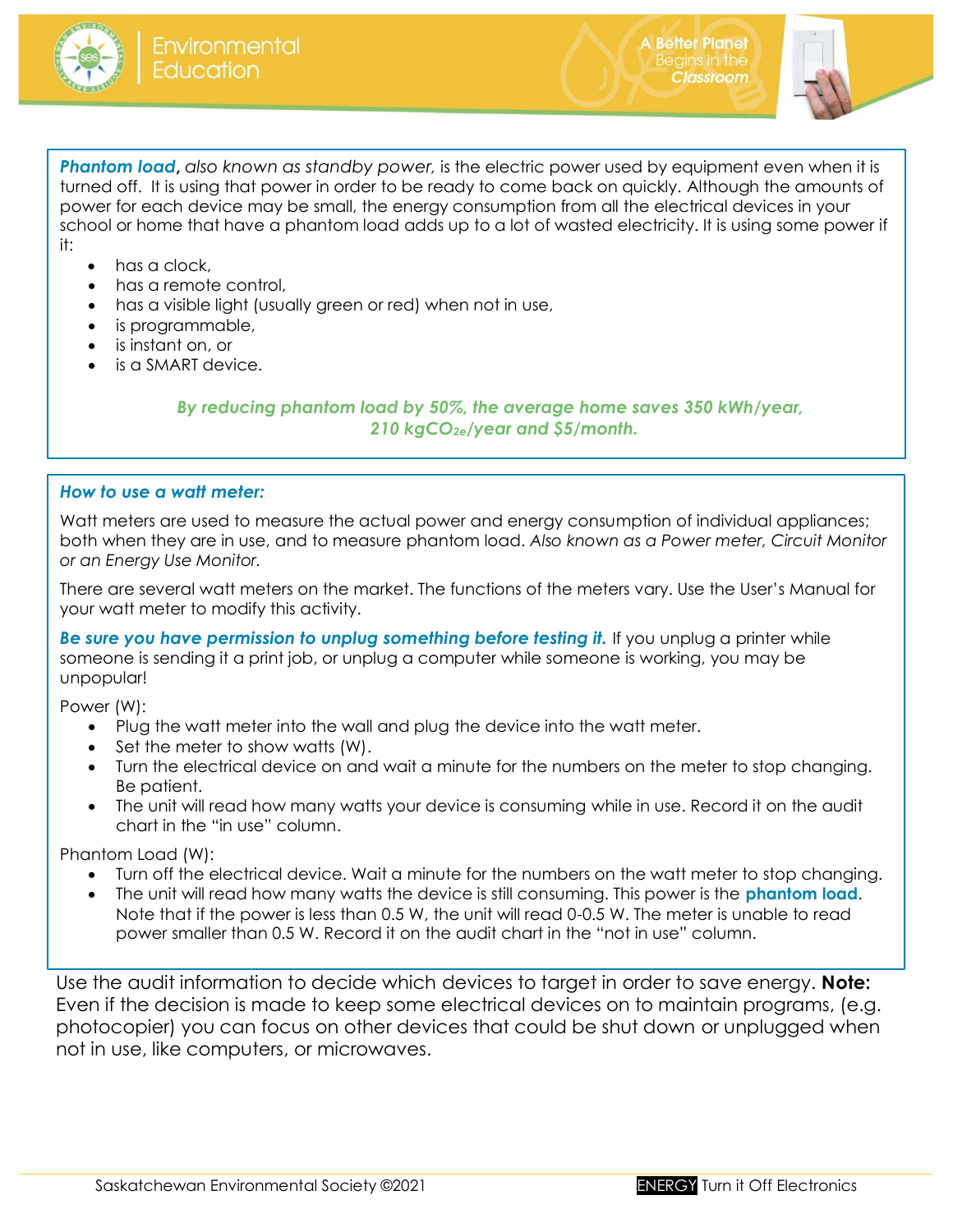***Phantom load**, also known as standby power,* is the electric power used by equipment even when it is turned off. It is using that power in order to be ready to come back on quickly. Although the amounts of power for each device may be small, the energy consumption from all the electrical devices in your school or home that have a phantom load adds up to a lot of wasted electricity. It is using some power if it:

- has a clock,
- has a remote control,
- has a visible light (usually green or red) when not in use,
- is programmable,
- is instant on, or
- is a SMART device.

***By reducing phantom load by 50%, the average home saves 350 kWh/year, 210 kg$CO_{2e}$/year and $5/month.***

### *How to use a watt meter:*

Watt meters are used to measure the actual power and energy consumption of individual appliances; both when they are in use, and to measure phantom load. *Also known as a Power meter, Circuit Monitor or an Energy Use Monitor.*

There are several watt meters on the market. The functions of the meters vary. Use the User's Manual for your watt meter to modify this activity.

***Be sure you have permission to unplug something before testing it.*** If you unplug a printer while someone is sending it a print job, or unplug a computer while someone is working, you may be unpopular!

Power (W):

- Plug the watt meter into the wall and plug the device into the watt meter.
- Set the meter to show watts (W).
- Turn the electrical device on and wait a minute for the numbers on the meter to stop changing. Be patient.
- The unit will read how many watts your device is consuming while in use. Record it on the audit chart in the "in use" column.

Phantom Load (W):

- Turn off the electrical device. Wait a minute for the numbers on the watt meter to stop changing.
- The unit will read how many watts the device is still consuming. This power is the **phantom load**. Note that if the power is less than 0.5 W, the unit will read 0-0.5 W. The meter is unable to read power smaller than 0.5 W. Record it on the audit chart in the "not in use" column.

Use the audit information to decide which devices to target in order to save energy. **Note:** Even if the decision is made to keep some electrical devices on to maintain programs, (e.g. photocopier) you can focus on other devices that could be shut down or unplugged when not in use, like computers, or microwaves.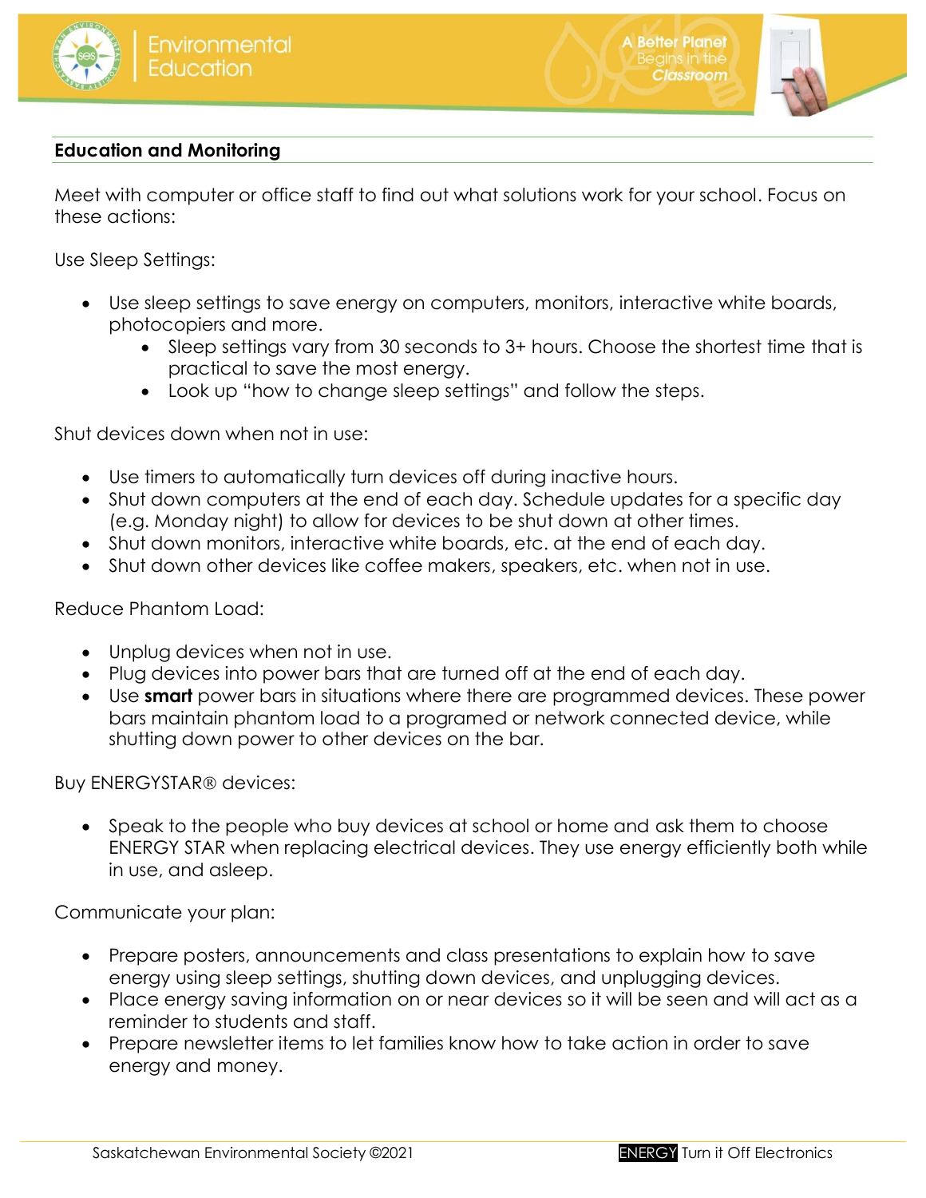## Education and Monitoring

Meet with computer or office staff to find out what solutions work for your school. Focus on these actions:

Use Sleep Settings:

- Use sleep settings to save energy on computers, monitors, interactive white boards, photocopiers and more.
  - Sleep settings vary from 30 seconds to 3+ hours. Choose the shortest time that is practical to save the most energy.
  - Look up "how to change sleep settings" and follow the steps.

Shut devices down when not in use:

- Use timers to automatically turn devices off during inactive hours.
- Shut down computers at the end of each day. Schedule updates for a specific day (e.g. Monday night) to allow for devices to be shut down at other times.
- Shut down monitors, interactive white boards, etc. at the end of each day.
- Shut down other devices like coffee makers, speakers, etc. when not in use.

Reduce Phantom Load:

- Unplug devices when not in use.
- Plug devices into power bars that are turned off at the end of each day.
- Use **smart** power bars in situations where there are programmed devices. These power bars maintain phantom load to a programed or network connected device, while shutting down power to other devices on the bar.

Buy ENERGYSTAR® devices:

- Speak to the people who buy devices at school or home and ask them to choose ENERGY STAR when replacing electrical devices. They use energy efficiently both while in use, and asleep.

Communicate your plan:

- Prepare posters, announcements and class presentations to explain how to save energy using sleep settings, shutting down devices, and unplugging devices.
- Place energy saving information on or near devices so it will be seen and will act as a reminder to students and staff.
- Prepare newsletter items to let families know how to take action in order to save energy and money.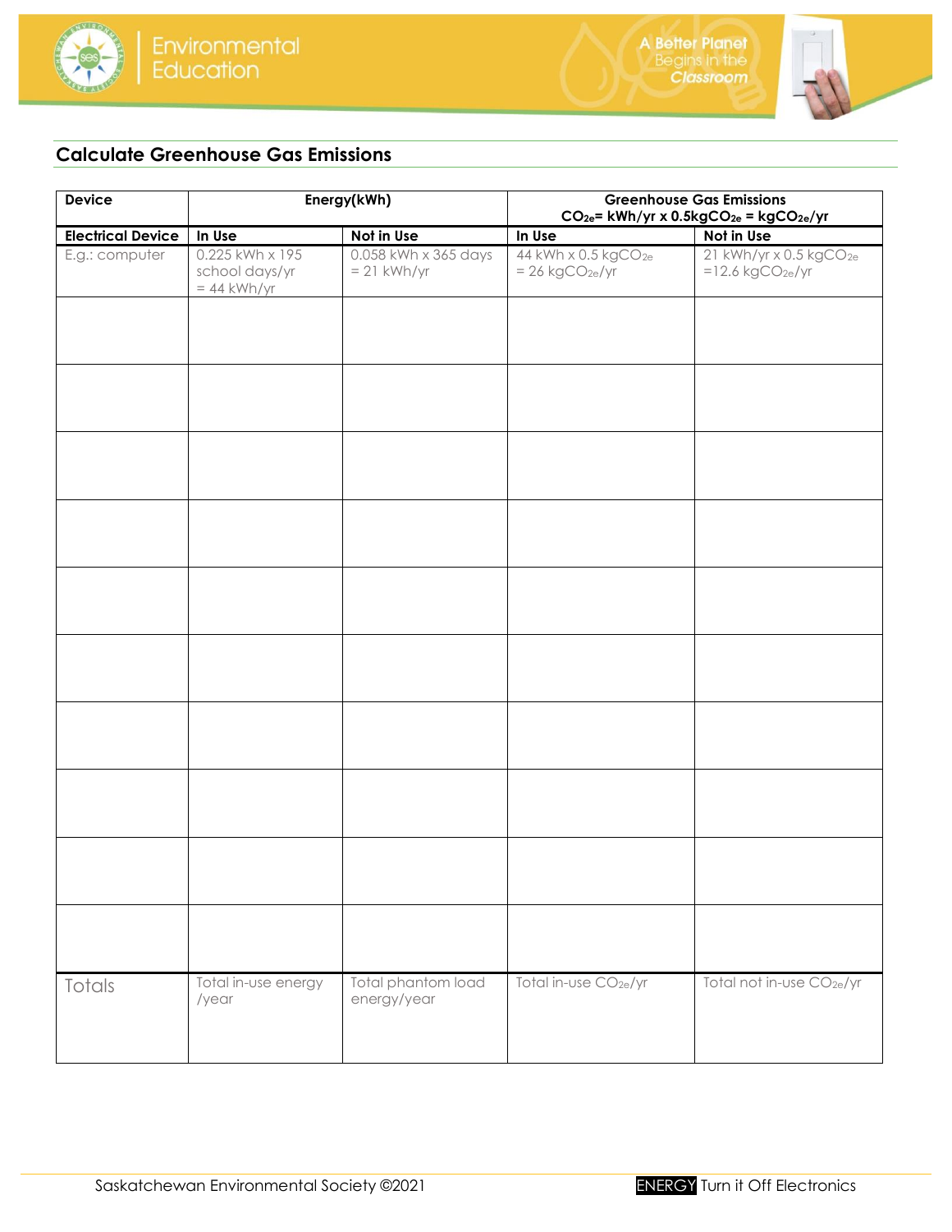## Calculate Greenhouse Gas Emissions

| Device | Energy(kWh) | | Greenhouse Gas Emissions $CO_{2e}$= kWh/yr x 0.5kg$CO_{2e}$ = kg$CO_{2e}$/yr | |
|---|---|---|---|---|
| **Electrical Device** | **In Use** | **Not in Use** | **In Use** | **Not in Use** |
| E.g.: computer | 0.225 kWh x 195 school days/yr = 44 kWh/yr | 0.058 kWh x 365 days = 21 kWh/yr | 44 kWh x 0.5 kg$CO_{2e}$ = 26 kg$CO_{2e}$/yr | 21 kWh/yr x 0.5 kg$CO_{2e}$ =12.6 kg$CO_{2e}$/yr |
| | | | | |
| | | | | |
| | | | | |
| | | | | |
| | | | | |
| | | | | |
| | | | | |
| | | | | |
| | | | | |
| | | | | |
| Totals | Total in-use energy /year | Total phantom load energy/year | Total in-use $CO_{2e}$/yr | Total not in-use $CO_{2e}$/yr |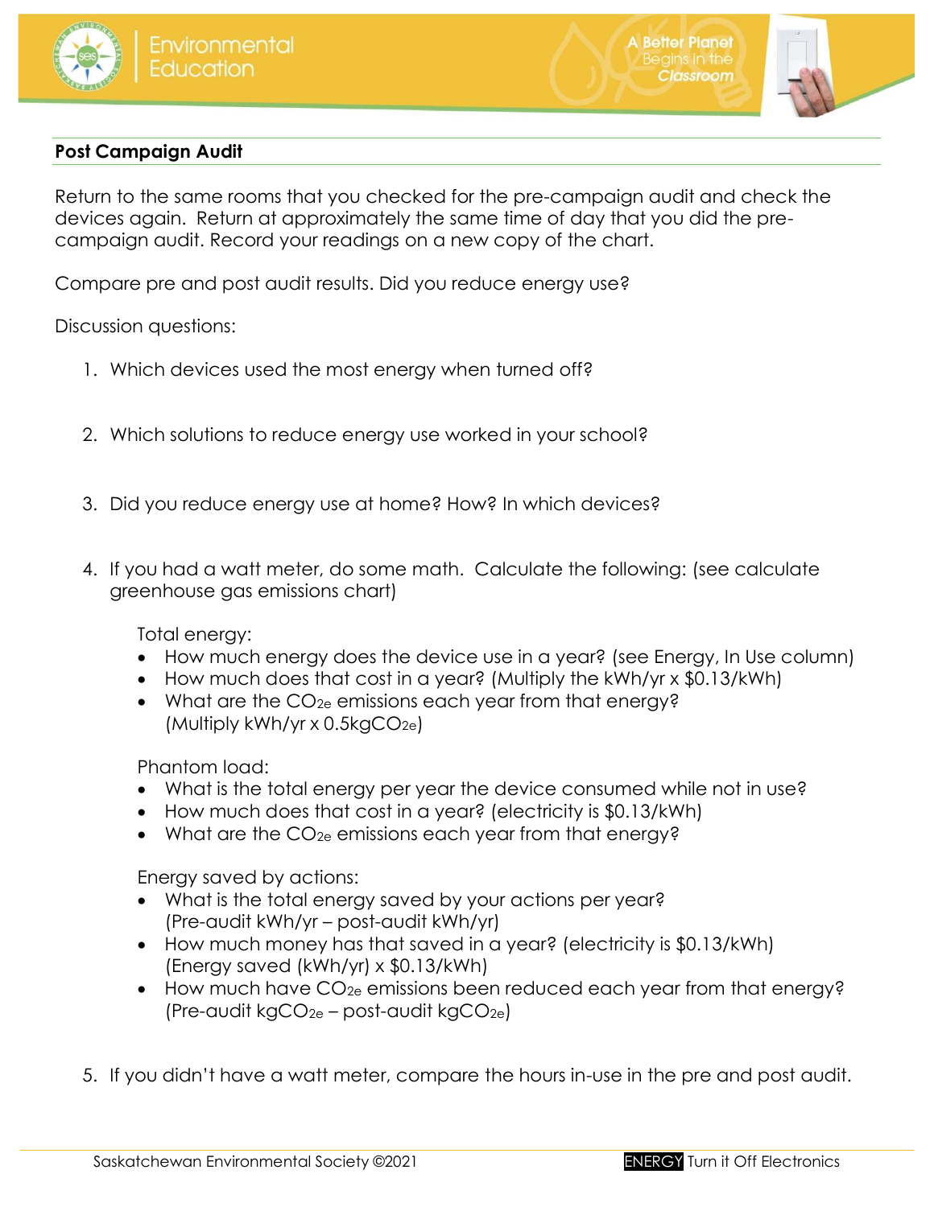## Post Campaign Audit

Return to the same rooms that you checked for the pre-campaign audit and check the devices again. Return at approximately the same time of day that you did the pre-campaign audit. Record your readings on a new copy of the chart.

Compare pre and post audit results. Did you reduce energy use?

Discussion questions:

1. Which devices used the most energy when turned off?

2. Which solutions to reduce energy use worked in your school?

3. Did you reduce energy use at home? How? In which devices?

4. If you had a watt meter, do some math. Calculate the following: (see calculate greenhouse gas emissions chart)

   Total energy:
   - How much energy does the device use in a year? (see Energy, In Use column)
   - How much does that cost in a year? (Multiply the kWh/yr x $0.13/kWh)
   - What are the $CO_{2e}$ emissions each year from that energy? (Multiply kWh/yr x 0.5kg$CO_{2e}$)

   Phantom load:
   - What is the total energy per year the device consumed while not in use?
   - How much does that cost in a year? (electricity is $0.13/kWh)
   - What are the $CO_{2e}$ emissions each year from that energy?

   Energy saved by actions:
   - What is the total energy saved by your actions per year? (Pre-audit kWh/yr – post-audit kWh/yr)
   - How much money has that saved in a year? (electricity is $0.13/kWh) (Energy saved (kWh/yr) x $0.13/kWh)
   - How much have $CO_{2e}$ emissions been reduced each year from that energy? (Pre-audit kg$CO_{2e}$ – post-audit kg$CO_{2e}$)

5. If you didn't have a watt meter, compare the hours in-use in the pre and post audit.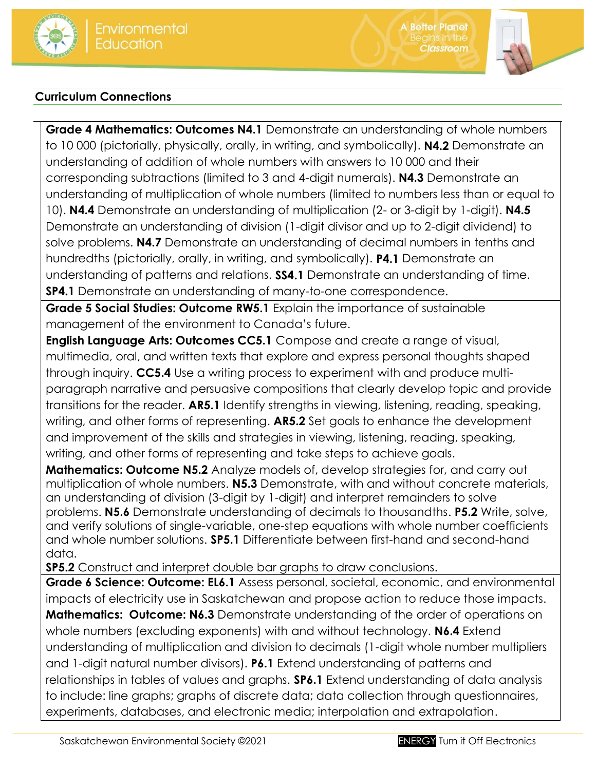## Curriculum Connections

**Grade 4 Mathematics: Outcomes N4.1** Demonstrate an understanding of whole numbers to 10 000 (pictorially, physically, orally, in writing, and symbolically). **N4.2** Demonstrate an understanding of addition of whole numbers with answers to 10 000 and their corresponding subtractions (limited to 3 and 4-digit numerals). **N4.3** Demonstrate an understanding of multiplication of whole numbers (limited to numbers less than or equal to 10). **N4.4** Demonstrate an understanding of multiplication (2- or 3-digit by 1-digit). **N4.5** Demonstrate an understanding of division (1-digit divisor and up to 2-digit dividend) to solve problems. **N4.7** Demonstrate an understanding of decimal numbers in tenths and hundredths (pictorially, orally, in writing, and symbolically). **P4.1** Demonstrate an understanding of patterns and relations. **SS4.1** Demonstrate an understanding of time. **SP4.1** Demonstrate an understanding of many-to-one correspondence.

**Grade 5 Social Studies: Outcome RW5.1** Explain the importance of sustainable management of the environment to Canada's future.

**English Language Arts: Outcomes CC5.1** Compose and create a range of visual, multimedia, oral, and written texts that explore and express personal thoughts shaped through inquiry. **CC5.4** Use a writing process to experiment with and produce multi-paragraph narrative and persuasive compositions that clearly develop topic and provide transitions for the reader. **AR5.1** Identify strengths in viewing, listening, reading, speaking, writing, and other forms of representing. **AR5.2** Set goals to enhance the development and improvement of the skills and strategies in viewing, listening, reading, speaking, writing, and other forms of representing and take steps to achieve goals.

**Mathematics: Outcome N5.2** Analyze models of, develop strategies for, and carry out multiplication of whole numbers. **N5.3** Demonstrate, with and without concrete materials, an understanding of division (3-digit by 1-digit) and interpret remainders to solve problems. **N5.6** Demonstrate understanding of decimals to thousandths. **P5.2** Write, solve, and verify solutions of single-variable, one-step equations with whole number coefficients and whole number solutions. **SP5.1** Differentiate between first-hand and second-hand data.

**SP5.2** Construct and interpret double bar graphs to draw conclusions.

**Grade 6 Science: Outcome: EL6.1** Assess personal, societal, economic, and environmental impacts of electricity use in Saskatchewan and propose action to reduce those impacts.

**Mathematics: Outcome: N6.3** Demonstrate understanding of the order of operations on whole numbers (excluding exponents) with and without technology. **N6.4** Extend understanding of multiplication and division to decimals (1-digit whole number multipliers and 1-digit natural number divisors). **P6.1** Extend understanding of patterns and relationships in tables of values and graphs. **SP6.1** Extend understanding of data analysis to include: line graphs; graphs of discrete data; data collection through questionnaires, experiments, databases, and electronic media; interpolation and extrapolation.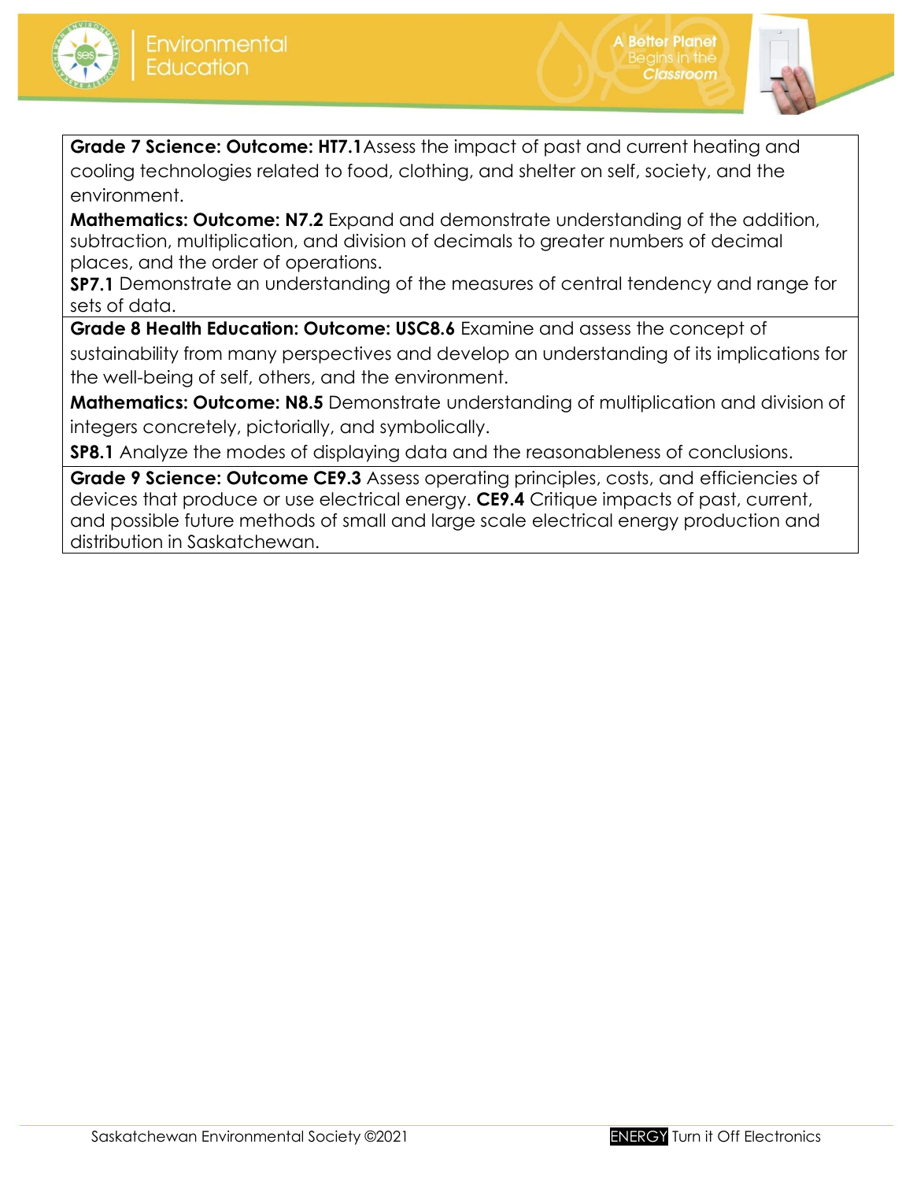**Grade 7 Science: Outcome: HT7.1** Assess the impact of past and current heating and cooling technologies related to food, clothing, and shelter on self, society, and the environment.

**Mathematics: Outcome: N7.2** Expand and demonstrate understanding of the addition, subtraction, multiplication, and division of decimals to greater numbers of decimal places, and the order of operations.

**SP7.1** Demonstrate an understanding of the measures of central tendency and range for sets of data.

**Grade 8 Health Education: Outcome: USC8.6** Examine and assess the concept of sustainability from many perspectives and develop an understanding of its implications for the well-being of self, others, and the environment.

**Mathematics: Outcome: N8.5** Demonstrate understanding of multiplication and division of integers concretely, pictorially, and symbolically.

**SP8.1** Analyze the modes of displaying data and the reasonableness of conclusions.

**Grade 9 Science: Outcome CE9.3** Assess operating principles, costs, and efficiencies of devices that produce or use electrical energy. **CE9.4** Critique impacts of past, current, and possible future methods of small and large scale electrical energy production and distribution in Saskatchewan.